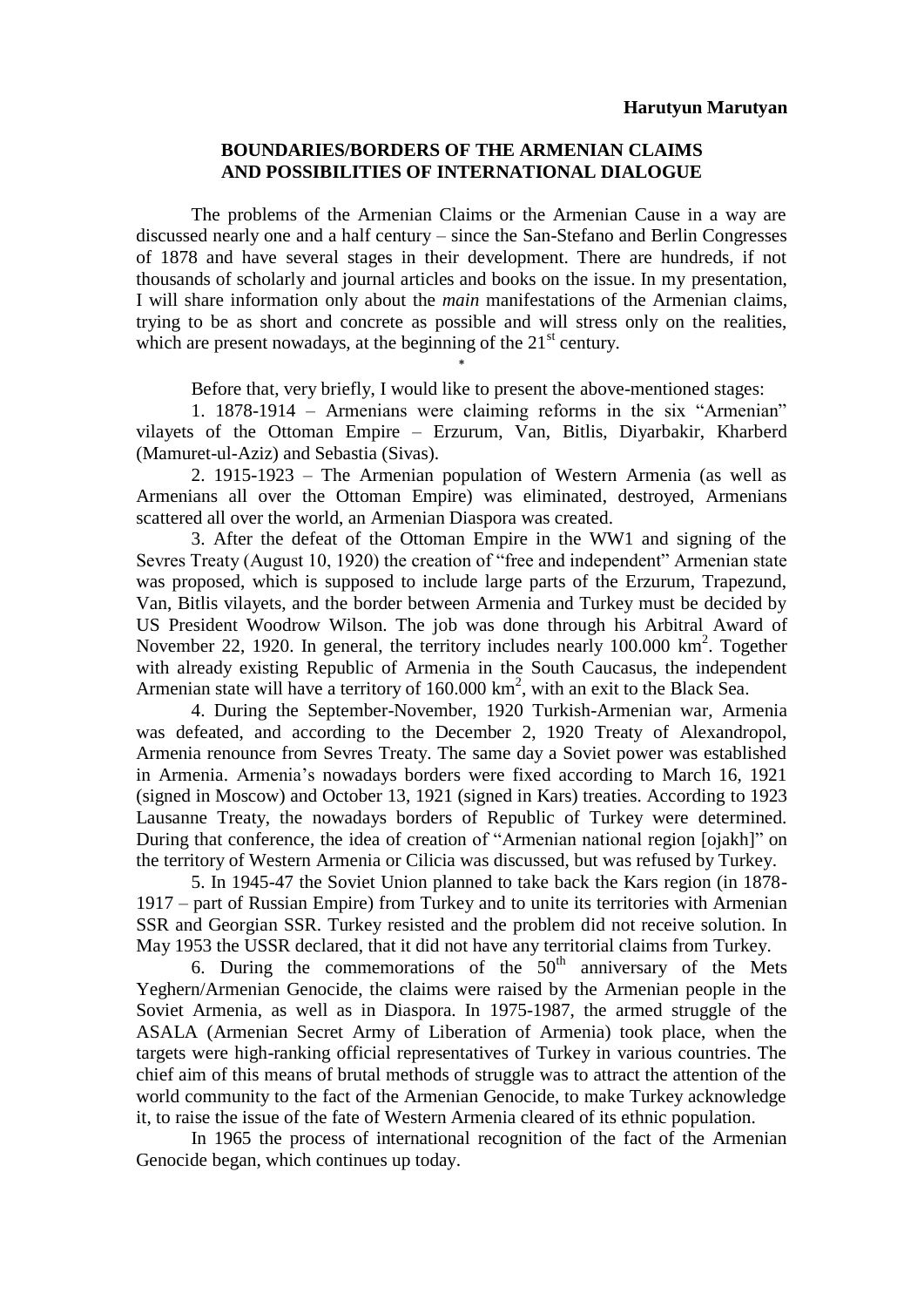**Harutyun Marutyan**

# BOUNDARIES/BORDERS OF THE ARMENIAN CLAIMS AND POSSIBILITIES OF INTERNATIONAL DIALOGUE

The problems of the Armenian Claims or the Armenian Cause in a way are discussed nearly one and a half century – since the San-Stefano and Berlin Congresses of 1878 and have several stages in their development. There are hundreds, if not thousands of scholarly and journal articles and books on the issue. In my presentation, I will share information only about the *main* manifestations of the Armenian claims, trying to be as short and concrete as possible and will stress only on the realities, which are present nowadays, at the beginning of the 21st century.

*

Before that, very briefly, I would like to present the above-mentioned stages:

1. 1878-1914 – Armenians were claiming reforms in the six “Armenian” vilayets of the Ottoman Empire – Erzurum, Van, Bitlis, Diyarbakir, Kharberd (Mamuret-ul-Aziz) and Sebastia (Sivas).

2. 1915-1923 – The Armenian population of Western Armenia (as well as Armenians all over the Ottoman Empire) was eliminated, destroyed, Armenians scattered all over the world, an Armenian Diaspora was created.

3. After the defeat of the Ottoman Empire in the WW1 and signing of the Sevres Treaty (August 10, 1920) the creation of “free and independent” Armenian state was proposed, which is supposed to include large parts of the Erzurum, Trapezund, Van, Bitlis vilayets, and the border between Armenia and Turkey must be decided by US President Woodrow Wilson. The job was done through his Arbitral Award of November 22, 1920. In general, the territory includes nearly 100.000 km$^2$. Together with already existing Republic of Armenia in the South Caucasus, the independent Armenian state will have a territory of 160.000 km$^2$, with an exit to the Black Sea.

4. During the September-November, 1920 Turkish-Armenian war, Armenia was defeated, and according to the December 2, 1920 Treaty of Alexandropol, Armenia renounce from Sevres Treaty. The same day a Soviet power was established in Armenia. Armenia’s nowadays borders were fixed according to March 16, 1921 (signed in Moscow) and October 13, 1921 (signed in Kars) treaties. According to 1923 Lausanne Treaty, the nowadays borders of Republic of Turkey were determined. During that conference, the idea of creation of “Armenian national region [ojakh]” on the territory of Western Armenia or Cilicia was discussed, but was refused by Turkey.

5. In 1945-47 the Soviet Union planned to take back the Kars region (in 1878-1917 – part of Russian Empire) from Turkey and to unite its territories with Armenian SSR and Georgian SSR. Turkey resisted and the problem did not receive solution. In May 1953 the USSR declared, that it did not have any territorial claims from Turkey.

6. During the commemorations of the 50th anniversary of the Mets Yeghern/Armenian Genocide, the claims were raised by the Armenian people in the Soviet Armenia, as well as in Diaspora. In 1975-1987, the armed struggle of the ASALA (Armenian Secret Army of Liberation of Armenia) took place, when the targets were high-ranking official representatives of Turkey in various countries. The chief aim of this means of brutal methods of struggle was to attract the attention of the world community to the fact of the Armenian Genocide, to make Turkey acknowledge it, to raise the issue of the fate of Western Armenia cleared of its ethnic population.

In 1965 the process of international recognition of the fact of the Armenian Genocide began, which continues up today.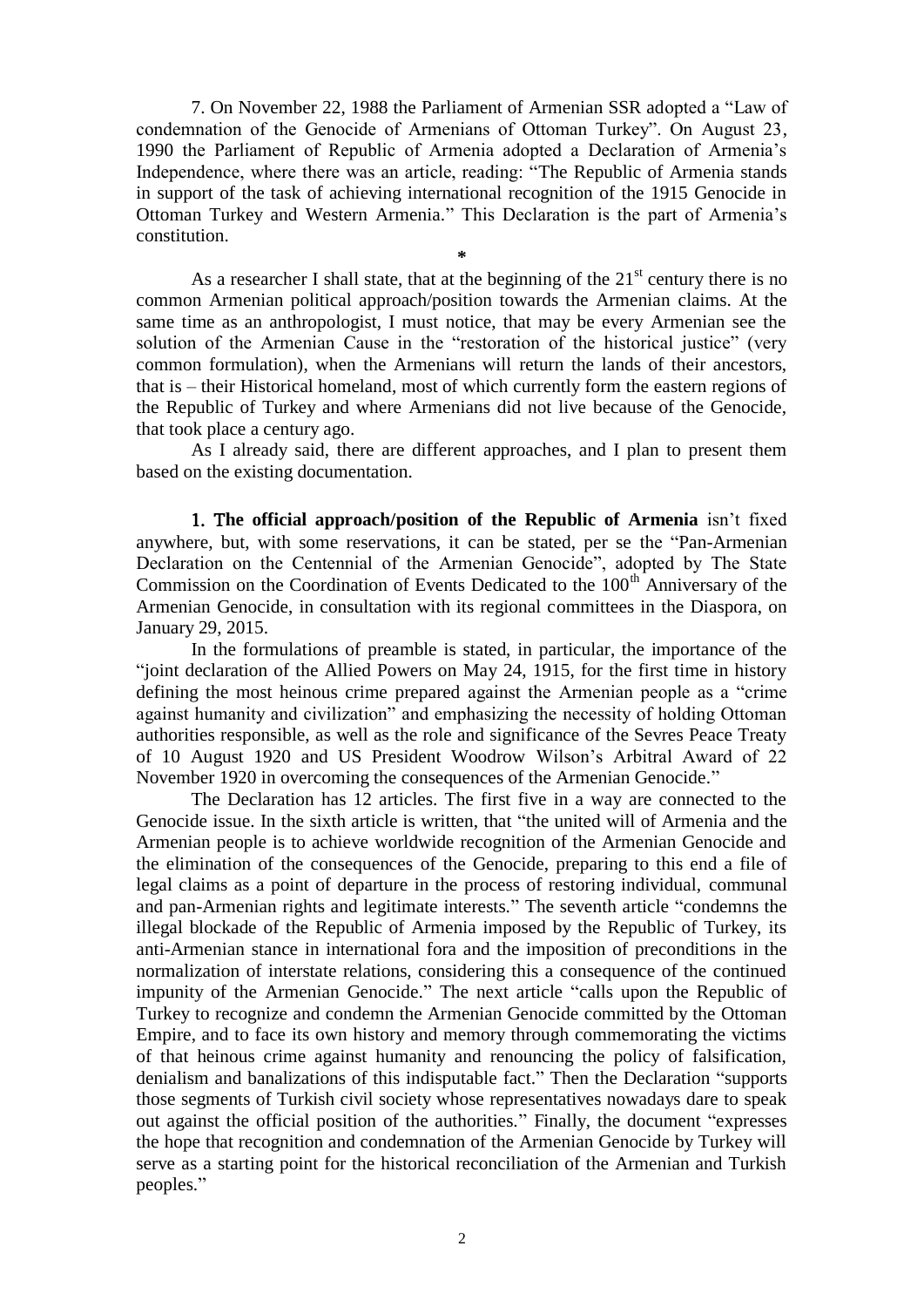7. On November 22, 1988 the Parliament of Armenian SSR adopted a "Law of condemnation of the Genocide of Armenians of Ottoman Turkey". On August 23, 1990 the Parliament of Republic of Armenia adopted a Declaration of Armenia's Independence, where there was an article, reading: "The Republic of Armenia stands in support of the task of achieving international recognition of the 1915 Genocide in Ottoman Turkey and Western Armenia." This Declaration is the part of Armenia's constitution.

*

As a researcher I shall state, that at the beginning of the 21st century there is no common Armenian political approach/position towards the Armenian claims. At the same time as an anthropologist, I must notice, that may be every Armenian see the solution of the Armenian Cause in the "restoration of the historical justice" (very common formulation), when the Armenians will return the lands of their ancestors, that is – their Historical homeland, most of which currently form the eastern regions of the Republic of Turkey and where Armenians did not live because of the Genocide, that took place a century ago.

As I already said, there are different approaches, and I plan to present them based on the existing documentation.

1. **The official approach/position of the Republic of Armenia** isn't fixed anywhere, but, with some reservations, it can be stated, per se the "Pan-Armenian Declaration on the Centennial of the Armenian Genocide", adopted by The State Commission on the Coordination of Events Dedicated to the 100th Anniversary of the Armenian Genocide, in consultation with its regional committees in the Diaspora, on January 29, 2015.

In the formulations of preamble is stated, in particular, the importance of the "joint declaration of the Allied Powers on May 24, 1915, for the first time in history defining the most heinous crime prepared against the Armenian people as a "crime against humanity and civilization" and emphasizing the necessity of holding Ottoman authorities responsible, as well as the role and significance of the Sevres Peace Treaty of 10 August 1920 and US President Woodrow Wilson's Arbitral Award of 22 November 1920 in overcoming the consequences of the Armenian Genocide."

The Declaration has 12 articles. The first five in a way are connected to the Genocide issue. In the sixth article is written, that "the united will of Armenia and the Armenian people is to achieve worldwide recognition of the Armenian Genocide and the elimination of the consequences of the Genocide, preparing to this end a file of legal claims as a point of departure in the process of restoring individual, communal and pan-Armenian rights and legitimate interests." The seventh article "condemns the illegal blockade of the Republic of Armenia imposed by the Republic of Turkey, its anti-Armenian stance in international fora and the imposition of preconditions in the normalization of interstate relations, considering this a consequence of the continued impunity of the Armenian Genocide." The next article "calls upon the Republic of Turkey to recognize and condemn the Armenian Genocide committed by the Ottoman Empire, and to face its own history and memory through commemorating the victims of that heinous crime against humanity and renouncing the policy of falsification, denialism and banalizations of this indisputable fact." Then the Declaration "supports those segments of Turkish civil society whose representatives nowadays dare to speak out against the official position of the authorities." Finally, the document "expresses the hope that recognition and condemnation of the Armenian Genocide by Turkey will serve as a starting point for the historical reconciliation of the Armenian and Turkish peoples."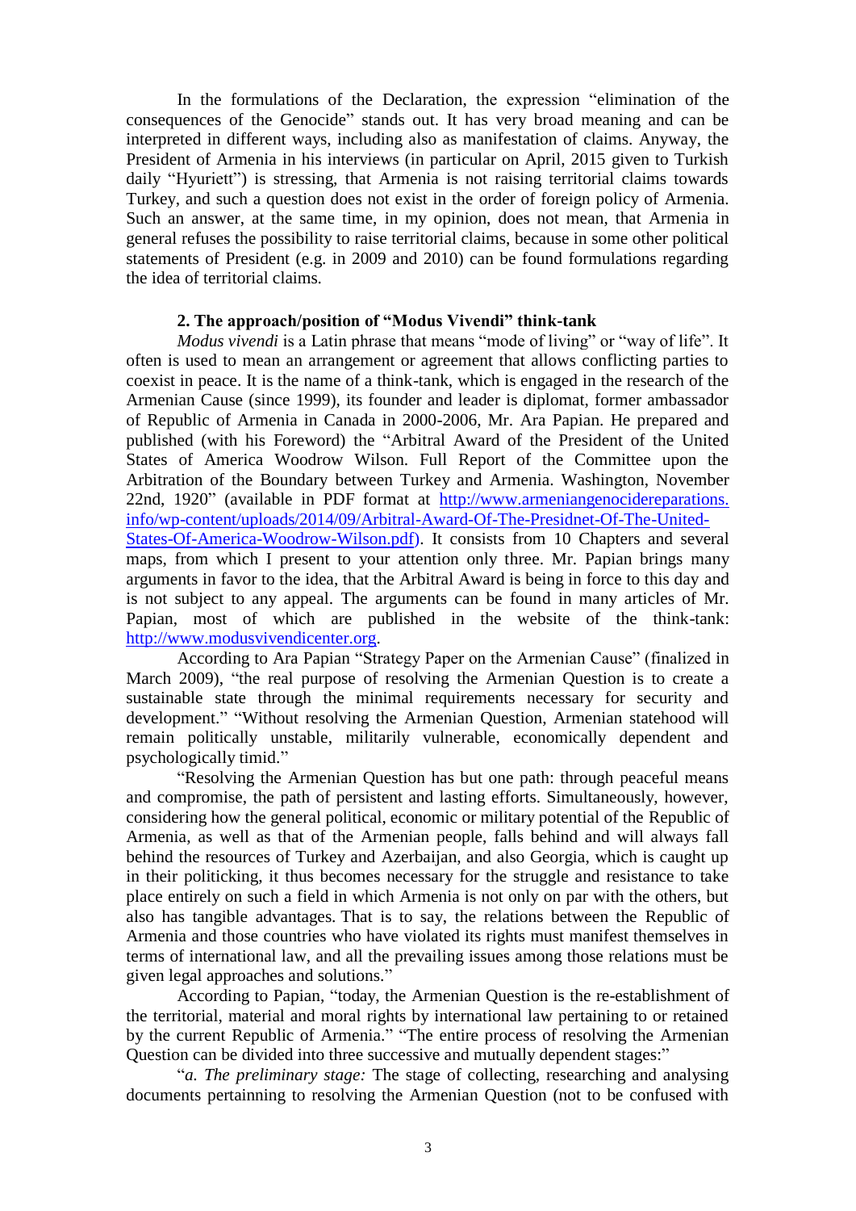In the formulations of the Declaration, the expression "elimination of the consequences of the Genocide" stands out. It has very broad meaning and can be interpreted in different ways, including also as manifestation of claims. Anyway, the President of Armenia in his interviews (in particular on April, 2015 given to Turkish daily "Hyuriett") is stressing, that Armenia is not raising territorial claims towards Turkey, and such a question does not exist in the order of foreign policy of Armenia. Such an answer, at the same time, in my opinion, does not mean, that Armenia in general refuses the possibility to raise territorial claims, because in some other political statements of President (e.g. in 2009 and 2010) can be found formulations regarding the idea of territorial claims.

### 2. The approach/position of "Modus Vivendi" think-tank

*Modus vivendi* is a Latin phrase that means "mode of living" or "way of life". It often is used to mean an arrangement or agreement that allows conflicting parties to coexist in peace. It is the name of a think-tank, which is engaged in the research of the Armenian Cause (since 1999), its founder and leader is diplomat, former ambassador of Republic of Armenia in Canada in 2000-2006, Mr. Ara Papian. He prepared and published (with his Foreword) the "Arbitral Award of the President of the United States of America Woodrow Wilson. Full Report of the Committee upon the Arbitration of the Boundary between Turkey and Armenia. Washington, November 22nd, 1920" (available in PDF format at [http://www.armeniangenocidereparations.info/wp-content/uploads/2014/09/Arbitral-Award-Of-The-Presidnet-Of-The-United-States-Of-America-Woodrow-Wilson.pdf](http://www.armeniangenocidereparations.info/wp-content/uploads/2014/09/Arbitral-Award-Of-The-Presidnet-Of-The-United-States-Of-America-Woodrow-Wilson.pdf)). It consists from 10 Chapters and several maps, from which I present to your attention only three. Mr. Papian brings many arguments in favor to the idea, that the Arbitral Award is being in force to this day and is not subject to any appeal. The arguments can be found in many articles of Mr. Papian, most of which are published in the website of the think-tank: [http://www.modusvivendicenter.org](http://www.modusvivendicenter.org).

According to Ara Papian "Strategy Paper on the Armenian Cause" (finalized in March 2009), "the real purpose of resolving the Armenian Question is to create a sustainable state through the minimal requirements necessary for security and development." "Without resolving the Armenian Question, Armenian statehood will remain politically unstable, militarily vulnerable, economically dependent and psychologically timid."

"Resolving the Armenian Question has but one path: through peaceful means and compromise, the path of persistent and lasting efforts. Simultaneously, however, considering how the general political, economic or military potential of the Republic of Armenia, as well as that of the Armenian people, falls behind and will always fall behind the resources of Turkey and Azerbaijan, and also Georgia, which is caught up in their politicking, it thus becomes necessary for the struggle and resistance to take place entirely on such a field in which Armenia is not only on par with the others, but also has tangible advantages. That is to say, the relations between the Republic of Armenia and those countries who have violated its rights must manifest themselves in terms of international law, and all the prevailing issues among those relations must be given legal approaches and solutions."

According to Papian, "today, the Armenian Question is the re-establishment of the territorial, material and moral rights by international law pertaining to or retained by the current Republic of Armenia." "The entire process of resolving the Armenian Question can be divided into three successive and mutually dependent stages:"

"*a. The preliminary stage:* The stage of collecting, researching and analysing documents pertainning to resolving the Armenian Question (not to be confused with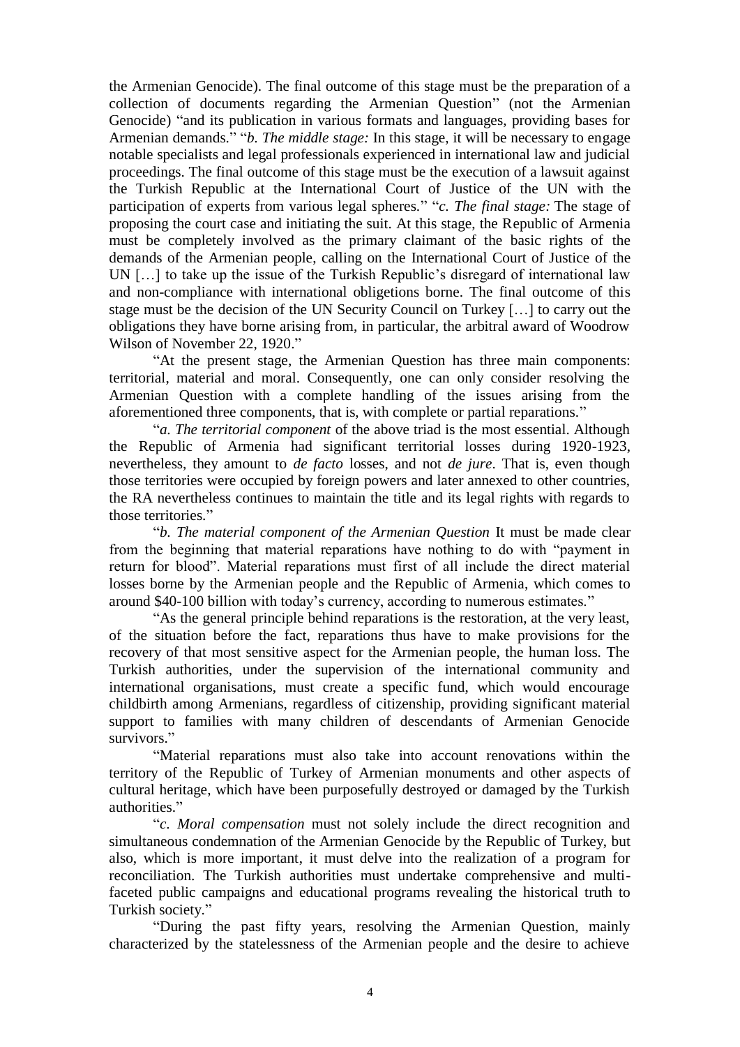the Armenian Genocide). The final outcome of this stage must be the preparation of a collection of documents regarding the Armenian Question" (not the Armenian Genocide) "and its publication in various formats and languages, providing bases for Armenian demands." "*b. The middle stage:* In this stage, it will be necessary to engage notable specialists and legal professionals experienced in international law and judicial proceedings. The final outcome of this stage must be the execution of a lawsuit against the Turkish Republic at the International Court of Justice of the UN with the participation of experts from various legal spheres." "*c. The final stage:* The stage of proposing the court case and initiating the suit. At this stage, the Republic of Armenia must be completely involved as the primary claimant of the basic rights of the demands of the Armenian people, calling on the International Court of Justice of the UN […] to take up the issue of the Turkish Republic's disregard of international law and non-compliance with international obligetions borne. The final outcome of this stage must be the decision of the UN Security Council on Turkey […] to carry out the obligations they have borne arising from, in particular, the arbitral award of Woodrow Wilson of November 22, 1920."

"At the present stage, the Armenian Question has three main components: territorial, material and moral. Consequently, one can only consider resolving the Armenian Question with a complete handling of the issues arising from the aforementioned three components, that is, with complete or partial reparations."

"*a. The territorial component* of the above triad is the most essential. Although the Republic of Armenia had significant territorial losses during 1920-1923, nevertheless, they amount to *de facto* losses, and not *de jure*. That is, even though those territories were occupied by foreign powers and later annexed to other countries, the RA nevertheless continues to maintain the title and its legal rights with regards to those territories."

"*b. The material component of the Armenian Question* It must be made clear from the beginning that material reparations have nothing to do with "payment in return for blood". Material reparations must first of all include the direct material losses borne by the Armenian people and the Republic of Armenia, which comes to around $40-100 billion with today's currency, according to numerous estimates."

"As the general principle behind reparations is the restoration, at the very least, of the situation before the fact, reparations thus have to make provisions for the recovery of that most sensitive aspect for the Armenian people, the human loss. The Turkish authorities, under the supervision of the international community and international organisations, must create a specific fund, which would encourage childbirth among Armenians, regardless of citizenship, providing significant material support to families with many children of descendants of Armenian Genocide survivors."

"Material reparations must also take into account renovations within the territory of the Republic of Turkey of Armenian monuments and other aspects of cultural heritage, which have been purposefully destroyed or damaged by the Turkish authorities."

"*c. Moral compensation* must not solely include the direct recognition and simultaneous condemnation of the Armenian Genocide by the Republic of Turkey, but also, which is more important, it must delve into the realization of a program for reconciliation. The Turkish authorities must undertake comprehensive and multi-faceted public campaigns and educational programs revealing the historical truth to Turkish society."

"During the past fifty years, resolving the Armenian Question, mainly characterized by the statelessness of the Armenian people and the desire to achieve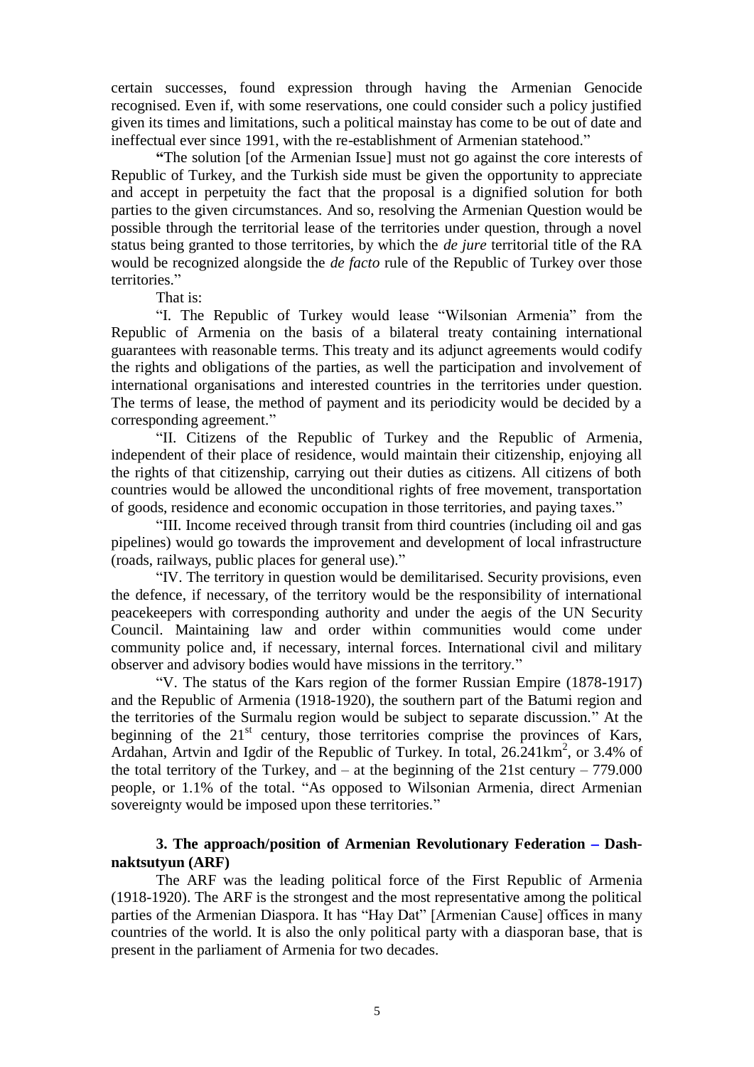certain successes, found expression through having the Armenian Genocide recognised. Even if, with some reservations, one could consider such a policy justified given its times and limitations, such a political mainstay has come to be out of date and ineffectual ever since 1991, with the re-establishment of Armenian statehood."

"The solution [of the Armenian Issue] must not go against the core interests of Republic of Turkey, and the Turkish side must be given the opportunity to appreciate and accept in perpetuity the fact that the proposal is a dignified solution for both parties to the given circumstances. And so, resolving the Armenian Question would be possible through the territorial lease of the territories under question, through a novel status being granted to those territories, by which the *de jure* territorial title of the RA would be recognized alongside the *de facto* rule of the Republic of Turkey over those territories."

That is:

"I. The Republic of Turkey would lease "Wilsonian Armenia" from the Republic of Armenia on the basis of a bilateral treaty containing international guarantees with reasonable terms. This treaty and its adjunct agreements would codify the rights and obligations of the parties, as well the participation and involvement of international organisations and interested countries in the territories under question. The terms of lease, the method of payment and its periodicity would be decided by a corresponding agreement."

"II. Citizens of the Republic of Turkey and the Republic of Armenia, independent of their place of residence, would maintain their citizenship, enjoying all the rights of that citizenship, carrying out their duties as citizens. All citizens of both countries would be allowed the unconditional rights of free movement, transportation of goods, residence and economic occupation in those territories, and paying taxes."

"III. Income received through transit from third countries (including oil and gas pipelines) would go towards the improvement and development of local infrastructure (roads, railways, public places for general use)."

"IV. The territory in question would be demilitarised. Security provisions, even the defence, if necessary, of the territory would be the responsibility of international peacekeepers with corresponding authority and under the aegis of the UN Security Council. Maintaining law and order within communities would come under community police and, if necessary, internal forces. International civil and military observer and advisory bodies would have missions in the territory."

"V. The status of the Kars region of the former Russian Empire (1878-1917) and the Republic of Armenia (1918-1920), the southern part of the Batumi region and the territories of the Surmalu region would be subject to separate discussion." At the beginning of the 21st century, those territories comprise the provinces of Kars, Ardahan, Artvin and Igdir of the Republic of Turkey. In total, 26.241km$^2$, or 3.4% of the total territory of the Turkey, and – at the beginning of the 21st century – 779.000 people, or 1.1% of the total. "As opposed to Wilsonian Armenia, direct Armenian sovereignty would be imposed upon these territories."

### 3. The approach/position of Armenian Revolutionary Federation – Dashnaktsutyun (ARF)

The ARF was the leading political force of the First Republic of Armenia (1918-1920). The ARF is the strongest and the most representative among the political parties of the Armenian Diaspora. It has "Hay Dat" [Armenian Cause] offices in many countries of the world. It is also the only political party with a diasporan base, that is present in the parliament of Armenia for two decades.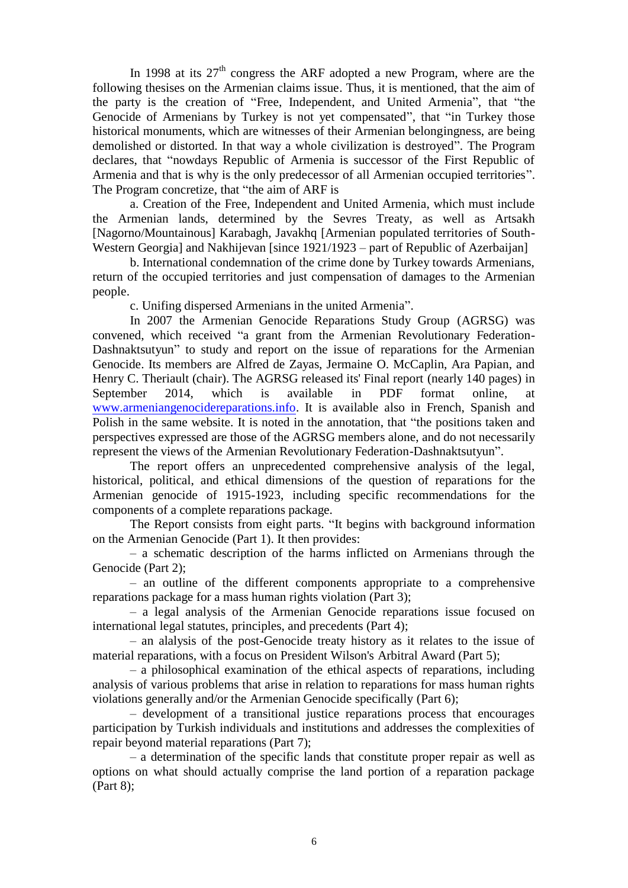In 1998 at its 27th congress the ARF adopted a new Program, where are the following thesises on the Armenian claims issue. Thus, it is mentioned, that the aim of the party is the creation of "Free, Independent, and United Armenia", that "the Genocide of Armenians by Turkey is not yet compensated", that "in Turkey those historical monuments, which are witnesses of their Armenian belongingness, are being demolished or distorted. In that way a whole civilization is destroyed". The Program declares, that "nowdays Republic of Armenia is successor of the First Republic of Armenia and that is why is the only predecessor of all Armenian occupied territories". The Program concretize, that "the aim of ARF is

a. Creation of the Free, Independent and United Armenia, which must include the Armenian lands, determined by the Sevres Treaty, as well as Artsakh [Nagorno/Mountainous] Karabagh, Javakhq [Armenian populated territories of South-Western Georgia] and Nakhijevan [since 1921/1923 – part of Republic of Azerbaijan]

b. International condemnation of the crime done by Turkey towards Armenians, return of the occupied territories and just compensation of damages to the Armenian people.

c. Unifing dispersed Armenians in the united Armenia".

In 2007 the Armenian Genocide Reparations Study Group (AGRSG) was convened, which received "a grant from the Armenian Revolutionary Federation-Dashnaktsutyun" to study and report on the issue of reparations for the Armenian Genocide. Its members are Alfred de Zayas, Jermaine O. McCaplin, Ara Papian, and Henry C. Theriault (chair). The AGRSG released its' Final report (nearly 140 pages) in September 2014, which is available in PDF format online, at www.armeniangenocidereparations.info. It is available also in French, Spanish and Polish in the same website. It is noted in the annotation, that "the positions taken and perspectives expressed are those of the AGRSG members alone, and do not necessarily represent the views of the Armenian Revolutionary Federation-Dashnaktsutyun".

The report offers an unprecedented comprehensive analysis of the legal, historical, political, and ethical dimensions of the question of reparations for the Armenian genocide of 1915-1923, including specific recommendations for the components of a complete reparations package.

The Report consists from eight parts. "It begins with background information on the Armenian Genocide (Part 1). It then provides:

– a schematic description of the harms inflicted on Armenians through the Genocide (Part 2);

– an outline of the different components appropriate to a comprehensive reparations package for a mass human rights violation (Part 3);

– a legal analysis of the Armenian Genocide reparations issue focused on international legal statutes, principles, and precedents (Part 4);

– an alalysis of the post-Genocide treaty history as it relates to the issue of material reparations, with a focus on President Wilson's Arbitral Award (Part 5);

– a philosophical examination of the ethical aspects of reparations, including analysis of various problems that arise in relation to reparations for mass human rights violations generally and/or the Armenian Genocide specifically (Part 6);

– development of a transitional justice reparations process that encourages participation by Turkish individuals and institutions and addresses the complexities of repair beyond material reparations (Part 7);

– a determination of the specific lands that constitute proper repair as well as options on what should actually comprise the land portion of a reparation package (Part 8);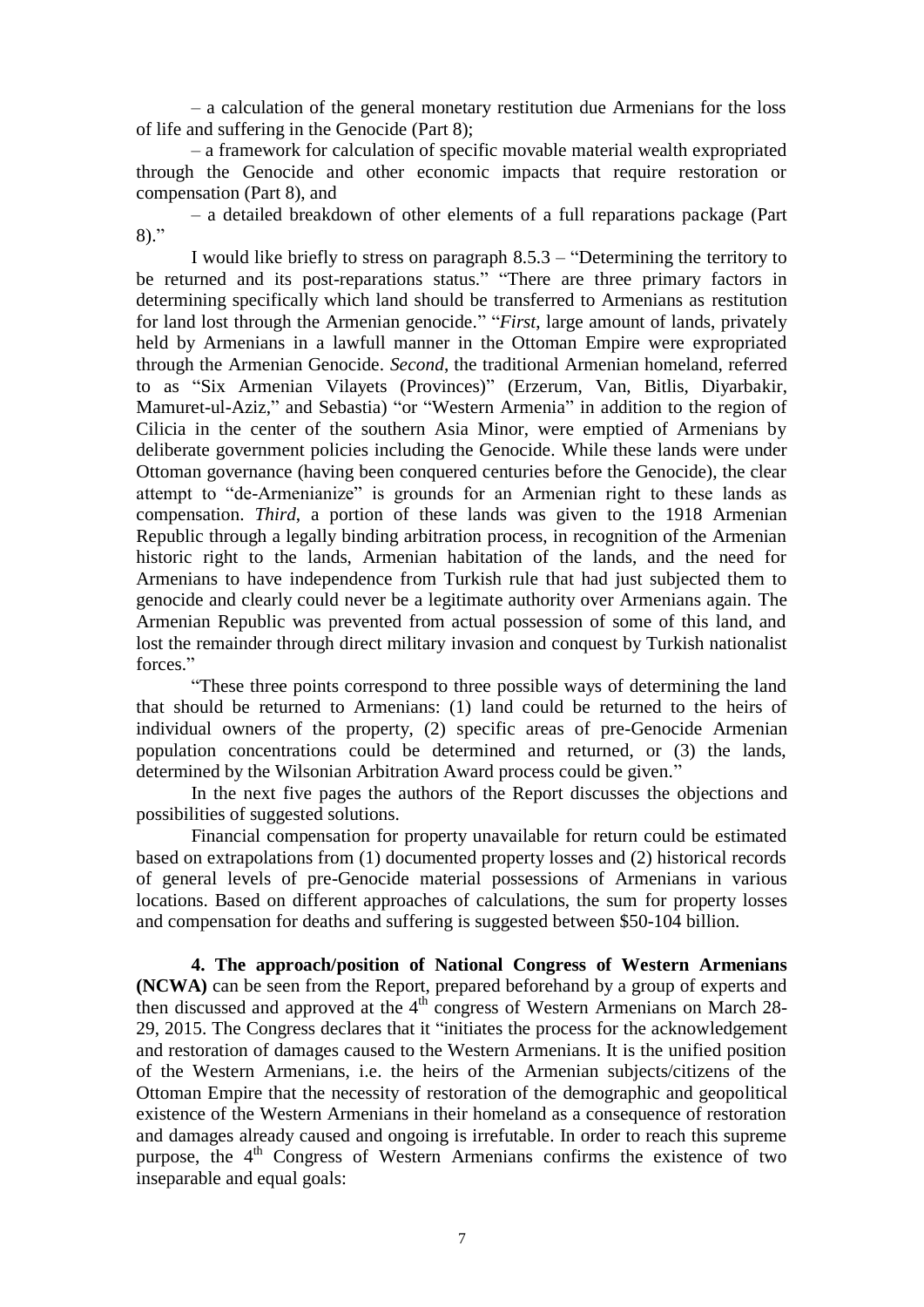– a calculation of the general monetary restitution due Armenians for the loss of life and suffering in the Genocide (Part 8);

– a framework for calculation of specific movable material wealth expropriated through the Genocide and other economic impacts that require restoration or compensation (Part 8), and

– a detailed breakdown of other elements of a full reparations package (Part 8)."

I would like briefly to stress on paragraph 8.5.3 – "Determining the territory to be returned and its post-reparations status." "There are three primary factors in determining specifically which land should be transferred to Armenians as restitution for land lost through the Armenian genocide." "*First*, large amount of lands, privately held by Armenians in a lawfull manner in the Ottoman Empire were expropriated through the Armenian Genocide. *Second*, the traditional Armenian homeland, referred to as "Six Armenian Vilayets (Provinces)" (Erzerum, Van, Bitlis, Diyarbakir, Mamuret-ul-Aziz," and Sebastia) "or "Western Armenia" in addition to the region of Cilicia in the center of the southern Asia Minor, were emptied of Armenians by deliberate government policies including the Genocide. While these lands were under Ottoman governance (having been conquered centuries before the Genocide), the clear attempt to "de-Armenianize" is grounds for an Armenian right to these lands as compensation. *Third*, a portion of these lands was given to the 1918 Armenian Republic through a legally binding arbitration process, in recognition of the Armenian historic right to the lands, Armenian habitation of the lands, and the need for Armenians to have independence from Turkish rule that had just subjected them to genocide and clearly could never be a legitimate authority over Armenians again. The Armenian Republic was prevented from actual possession of some of this land, and lost the remainder through direct military invasion and conquest by Turkish nationalist forces."

"These three points correspond to three possible ways of determining the land that should be returned to Armenians: (1) land could be returned to the heirs of individual owners of the property, (2) specific areas of pre-Genocide Armenian population concentrations could be determined and returned, or (3) the lands, determined by the Wilsonian Arbitration Award process could be given."

In the next five pages the authors of the Report discusses the objections and possibilities of suggested solutions.

Financial compensation for property unavailable for return could be estimated based on extrapolations from (1) documented property losses and (2) historical records of general levels of pre-Genocide material possessions of Armenians in various locations. Based on different approaches of calculations, the sum for property losses and compensation for deaths and suffering is suggested between $50-104 billion.

**4. The approach/position of National Congress of Western Armenians (NCWA)** can be seen from the Report, prepared beforehand by a group of experts and then discussed and approved at the 4th congress of Western Armenians on March 28-29, 2015. The Congress declares that it "initiates the process for the acknowledgement and restoration of damages caused to the Western Armenians. It is the unified position of the Western Armenians, i.e. the heirs of the Armenian subjects/citizens of the Ottoman Empire that the necessity of restoration of the demographic and geopolitical existence of the Western Armenians in their homeland as a consequence of restoration and damages already caused and ongoing is irrefutable. In order to reach this supreme purpose, the 4th Congress of Western Armenians confirms the existence of two inseparable and equal goals: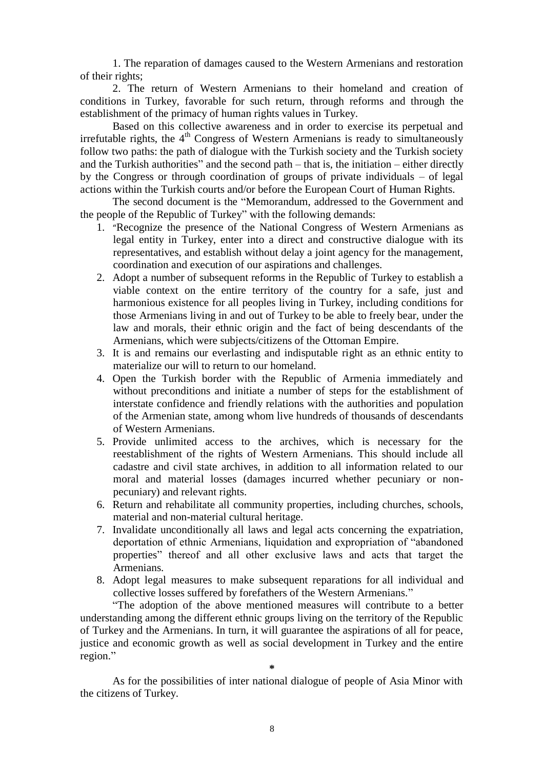1. The reparation of damages caused to the Western Armenians and restoration of their rights;

2. The return of Western Armenians to their homeland and creation of conditions in Turkey, favorable for such return, through reforms and through the establishment of the primacy of human rights values in Turkey.

Based on this collective awareness and in order to exercise its perpetual and irrefutable rights, the 4th Congress of Western Armenians is ready to simultaneously follow two paths: the path of dialogue with the Turkish society and the Turkish society and the Turkish authorities" and the second path – that is, the initiation – either directly by the Congress or through coordination of groups of private individuals – of legal actions within the Turkish courts and/or before the European Court of Human Rights.

The second document is the "Memorandum, addressed to the Government and the people of the Republic of Turkey" with the following demands:

1. "Recognize the presence of the National Congress of Western Armenians as legal entity in Turkey, enter into a direct and constructive dialogue with its representatives, and establish without delay a joint agency for the management, coordination and execution of our aspirations and challenges.
2. Adopt a number of subsequent reforms in the Republic of Turkey to establish a viable context on the entire territory of the country for a safe, just and harmonious existence for all peoples living in Turkey, including conditions for those Armenians living in and out of Turkey to be able to freely bear, under the law and morals, their ethnic origin and the fact of being descendants of the Armenians, which were subjects/citizens of the Ottoman Empire.
3. It is and remains our everlasting and indisputable right as an ethnic entity to materialize our will to return to our homeland.
4. Open the Turkish border with the Republic of Armenia immediately and without preconditions and initiate a number of steps for the establishment of interstate confidence and friendly relations with the authorities and population of the Armenian state, among whom live hundreds of thousands of descendants of Western Armenians.
5. Provide unlimited access to the archives, which is necessary for the reestablishment of the rights of Western Armenians. This should include all cadastre and civil state archives, in addition to all information related to our moral and material losses (damages incurred whether pecuniary or non-pecuniary) and relevant rights.
6. Return and rehabilitate all community properties, including churches, schools, material and non-material cultural heritage.
7. Invalidate unconditionally all laws and legal acts concerning the expatriation, deportation of ethnic Armenians, liquidation and expropriation of "abandoned properties" thereof and all other exclusive laws and acts that target the Armenians.
8. Adopt legal measures to make subsequent reparations for all individual and collective losses suffered by forefathers of the Western Armenians."

"The adoption of the above mentioned measures will contribute to a better understanding among the different ethnic groups living on the territory of the Republic of Turkey and the Armenians. In turn, it will guarantee the aspirations of all for peace, justice and economic growth as well as social development in Turkey and the entire region."

*

As for the possibilities of inter national dialogue of people of Asia Minor with the citizens of Turkey.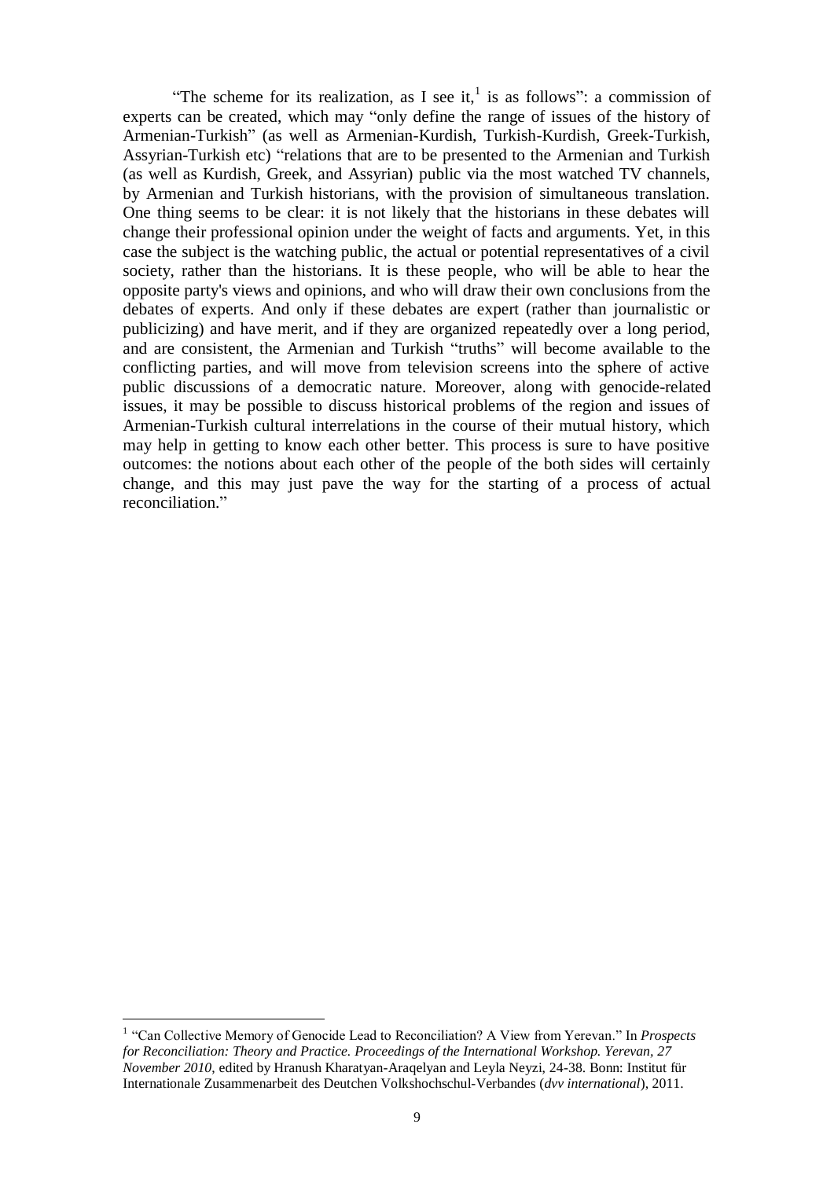"The scheme for its realization, as I see it,[1] is as follows": a commission of experts can be created, which may "only define the range of issues of the history of Armenian-Turkish" (as well as Armenian-Kurdish, Turkish-Kurdish, Greek-Turkish, Assyrian-Turkish etc) "relations that are to be presented to the Armenian and Turkish (as well as Kurdish, Greek, and Assyrian) public via the most watched TV channels, by Armenian and Turkish historians, with the provision of simultaneous translation. One thing seems to be clear: it is not likely that the historians in these debates will change their professional opinion under the weight of facts and arguments. Yet, in this case the subject is the watching public, the actual or potential representatives of a civil society, rather than the historians. It is these people, who will be able to hear the opposite party's views and opinions, and who will draw their own conclusions from the debates of experts. And only if these debates are expert (rather than journalistic or publicizing) and have merit, and if they are organized repeatedly over a long period, and are consistent, the Armenian and Turkish "truths" will become available to the conflicting parties, and will move from television screens into the sphere of active public discussions of a democratic nature. Moreover, along with genocide-related issues, it may be possible to discuss historical problems of the region and issues of Armenian-Turkish cultural interrelations in the course of their mutual history, which may help in getting to know each other better. This process is sure to have positive outcomes: the notions about each other of the people of the both sides will certainly change, and this may just pave the way for the starting of a process of actual reconciliation."

---

[1] "Can Collective Memory of Genocide Lead to Reconciliation? A View from Yerevan." In *Prospects for Reconciliation: Theory and Practice. Proceedings of the International Workshop. Yerevan, 27 November 2010*, edited by Hranush Kharatyan-Araqelyan and Leyla Neyzi, 24-38. Bonn: Institut für Internationale Zusammenarbeit des Deutchen Volkshochschul-Verbandes (*dvv international*), 2011.